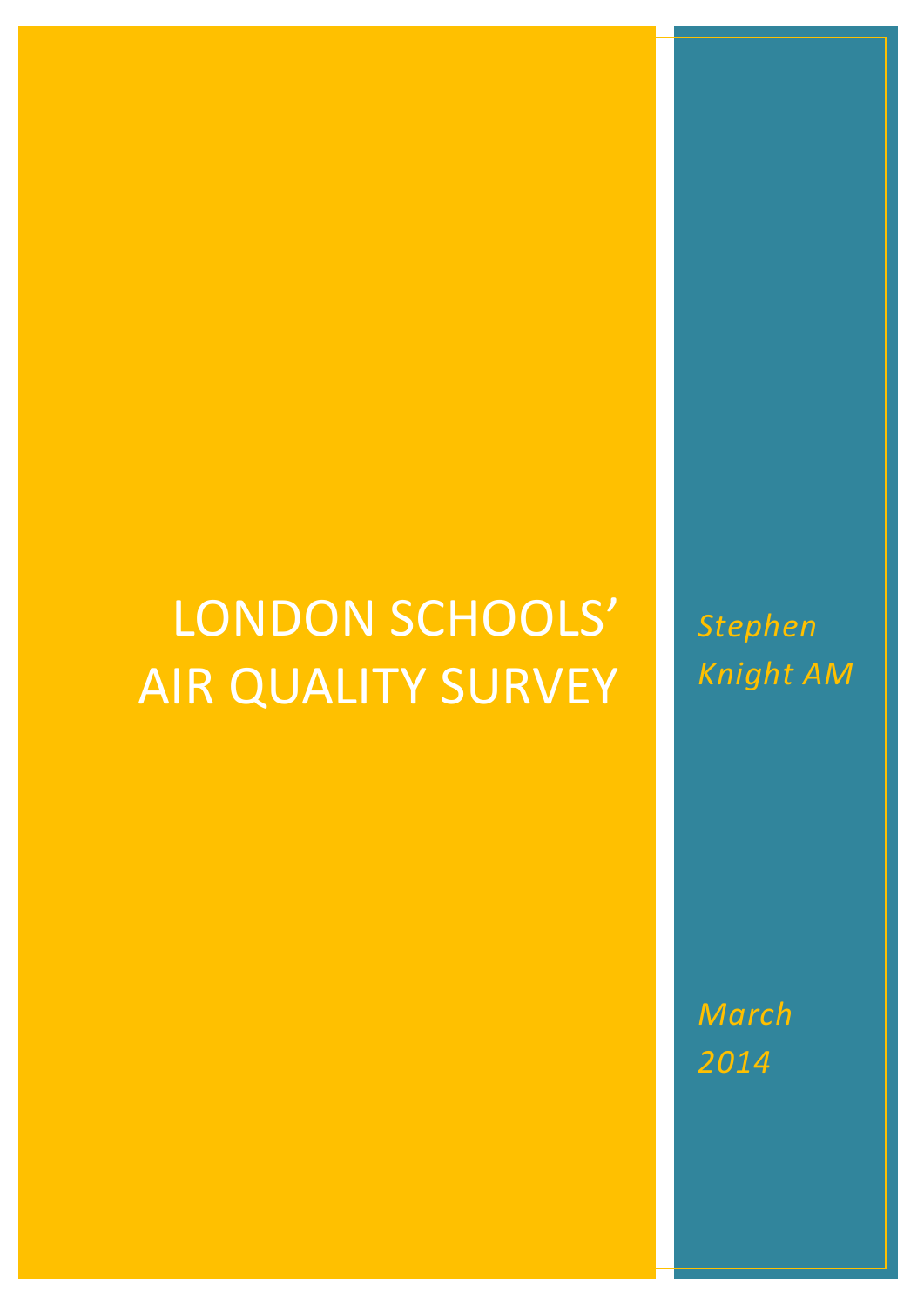# LONDON SCHOOLS' AIR QUALITY SURVEY

*Stephen Knight AM*

*March 2014*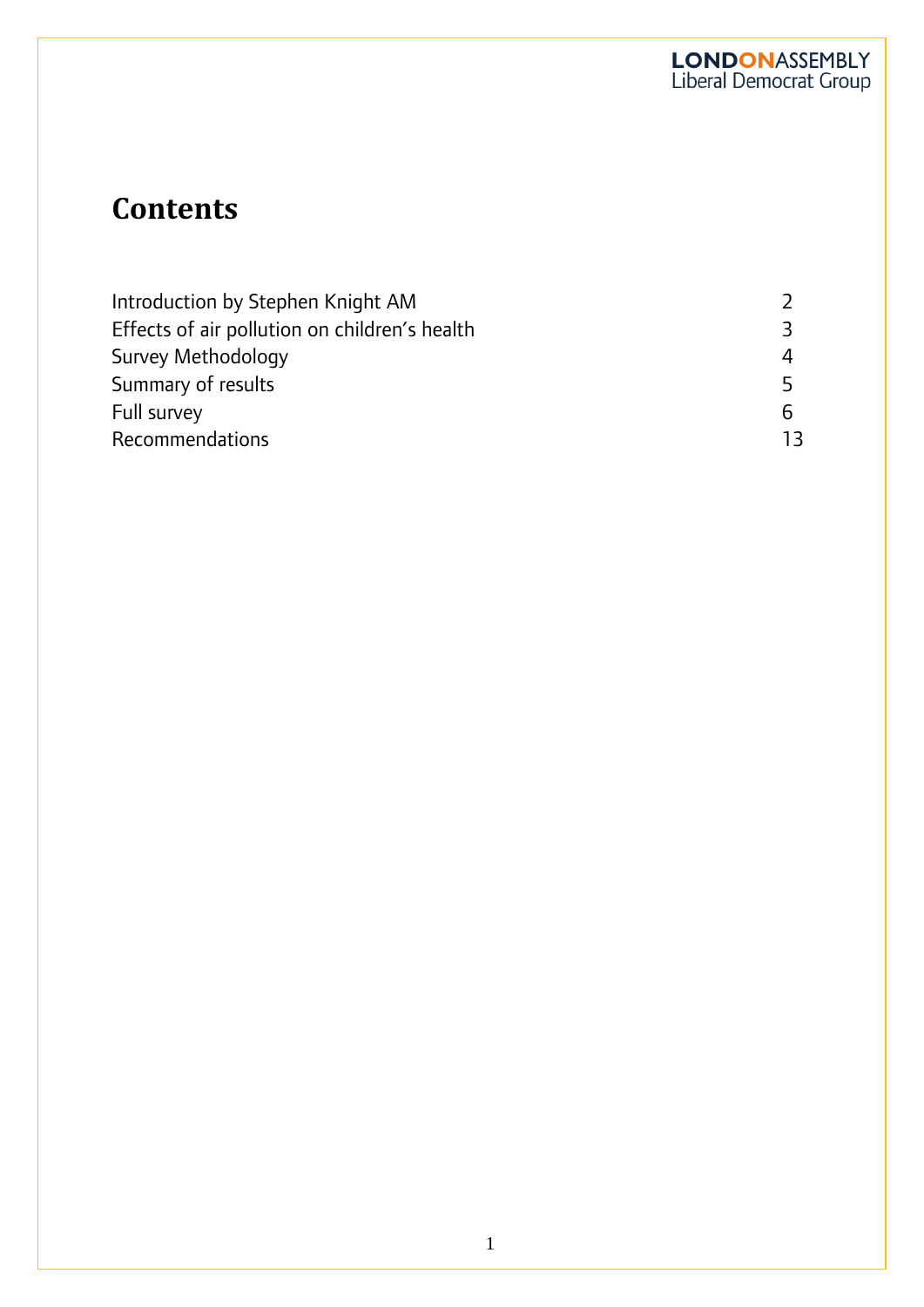LONDONASSEMBLY
Liberal Democrat Group

# Contents

| | |
|---|---|
| Introduction by Stephen Knight AM | 2 |
| Effects of air pollution on children's health | 3 |
| Survey Methodology | 4 |
| Summary of results | 5 |
| Full survey | 6 |
| Recommendations | 13 |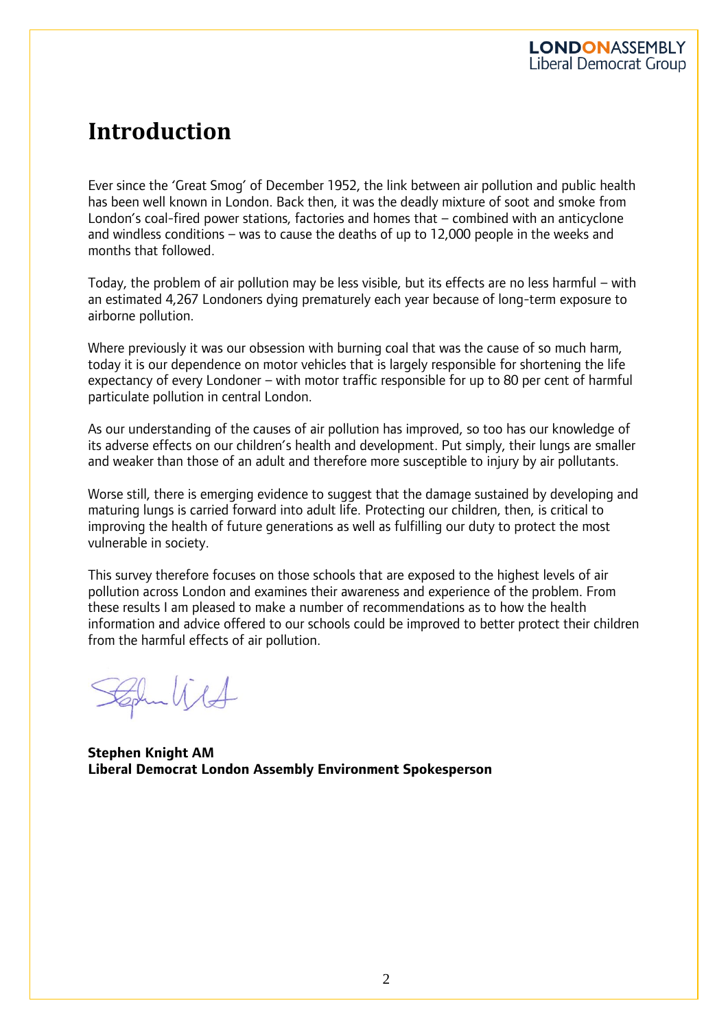# Introduction

Ever since the 'Great Smog' of December 1952, the link between air pollution and public health has been well known in London. Back then, it was the deadly mixture of soot and smoke from London's coal-fired power stations, factories and homes that – combined with an anticyclone and windless conditions – was to cause the deaths of up to 12,000 people in the weeks and months that followed.

Today, the problem of air pollution may be less visible, but its effects are no less harmful – with an estimated 4,267 Londoners dying prematurely each year because of long-term exposure to airborne pollution.

Where previously it was our obsession with burning coal that was the cause of so much harm, today it is our dependence on motor vehicles that is largely responsible for shortening the life expectancy of every Londoner – with motor traffic responsible for up to 80 per cent of harmful particulate pollution in central London.

As our understanding of the causes of air pollution has improved, so too has our knowledge of its adverse effects on our children's health and development. Put simply, their lungs are smaller and weaker than those of an adult and therefore more susceptible to injury by air pollutants.

Worse still, there is emerging evidence to suggest that the damage sustained by developing and maturing lungs is carried forward into adult life. Protecting our children, then, is critical to improving the health of future generations as well as fulfilling our duty to protect the most vulnerable in society.

This survey therefore focuses on those schools that are exposed to the highest levels of air pollution across London and examines their awareness and experience of the problem. From these results I am pleased to make a number of recommendations as to how the health information and advice offered to our schools could be improved to better protect their children from the harmful effects of air pollution.

**Stephen Knight AM**
**Liberal Democrat London Assembly Environment Spokesperson**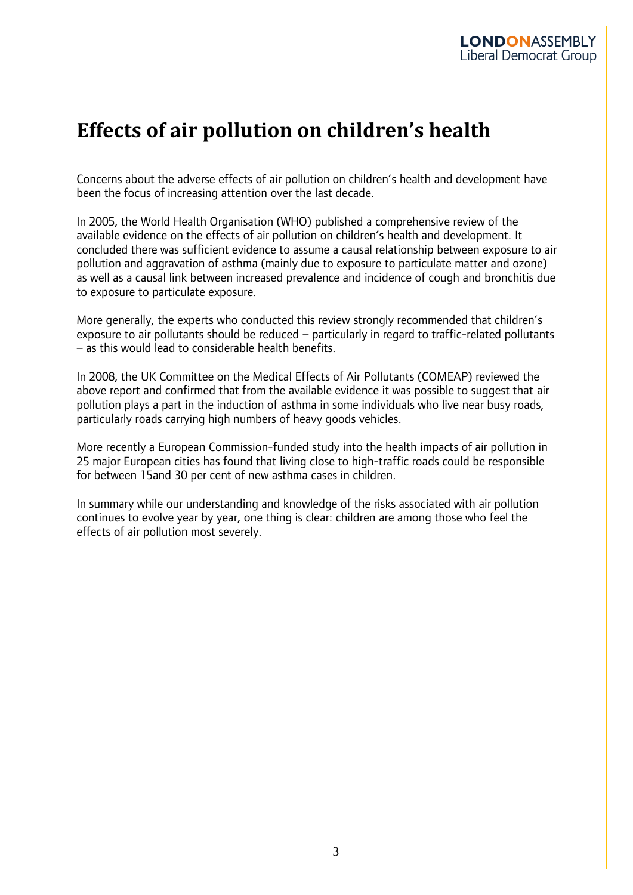# Effects of air pollution on children's health

Concerns about the adverse effects of air pollution on children's health and development have been the focus of increasing attention over the last decade.

In 2005, the World Health Organisation (WHO) published a comprehensive review of the available evidence on the effects of air pollution on children's health and development. It concluded there was sufficient evidence to assume a causal relationship between exposure to air pollution and aggravation of asthma (mainly due to exposure to particulate matter and ozone) as well as a causal link between increased prevalence and incidence of cough and bronchitis due to exposure to particulate exposure.

More generally, the experts who conducted this review strongly recommended that children's exposure to air pollutants should be reduced – particularly in regard to traffic-related pollutants – as this would lead to considerable health benefits.

In 2008, the UK Committee on the Medical Effects of Air Pollutants (COMEAP) reviewed the above report and confirmed that from the available evidence it was possible to suggest that air pollution plays a part in the induction of asthma in some individuals who live near busy roads, particularly roads carrying high numbers of heavy goods vehicles.

More recently a European Commission-funded study into the health impacts of air pollution in 25 major European cities has found that living close to high-traffic roads could be responsible for between 15and 30 per cent of new asthma cases in children.

In summary while our understanding and knowledge of the risks associated with air pollution continues to evolve year by year, one thing is clear: children are among those who feel the effects of air pollution most severely.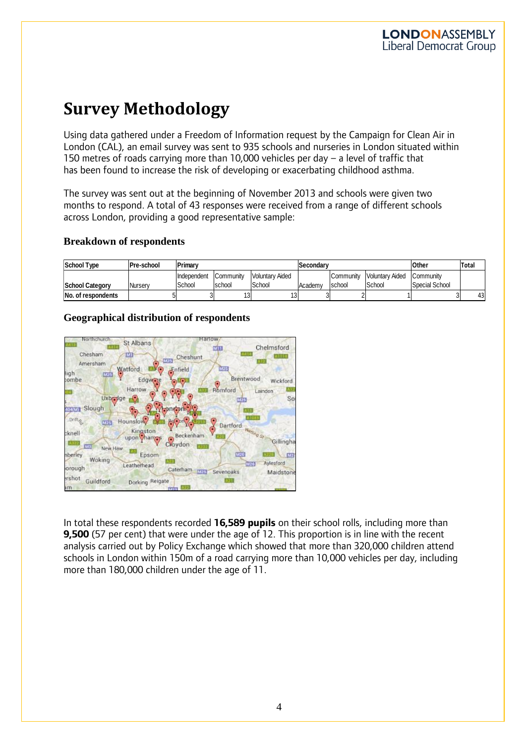# Survey Methodology

Using data gathered under a Freedom of Information request by the Campaign for Clean Air in London (CAL), an email survey was sent to 935 schools and nurseries in London situated within 150 metres of roads carrying more than 10,000 vehicles per day – a level of traffic that has been found to increase the risk of developing or exacerbating childhood asthma.

The survey was sent out at the beginning of November 2013 and schools were given two months to respond. A total of 43 responses were received from a range of different schools across London, providing a good representative sample:

### Breakdown of respondents

| School Type | Pre-school | Primary | | | Secondary | | | Other | Total |
|---|---|---|---|---|---|---|---|---|---|
| School Category | Nursery | Independent School | Community school | Voluntary Aided School | Academy | Community school | Voluntary Aided School | Community Special School | |
| No. of respondents | 5 | 3 | 13 | 13 | 3 | 2 | 1 | 3 | 43 |

### Geographical distribution of respondents

In total these respondents recorded **16,589 pupils** on their school rolls, including more than **9,500** (57 per cent) that were under the age of 12. This proportion is in line with the recent analysis carried out by Policy Exchange which showed that more than 320,000 children attend schools in London within 150m of a road carrying more than 10,000 vehicles per day, including more than 180,000 children under the age of 11.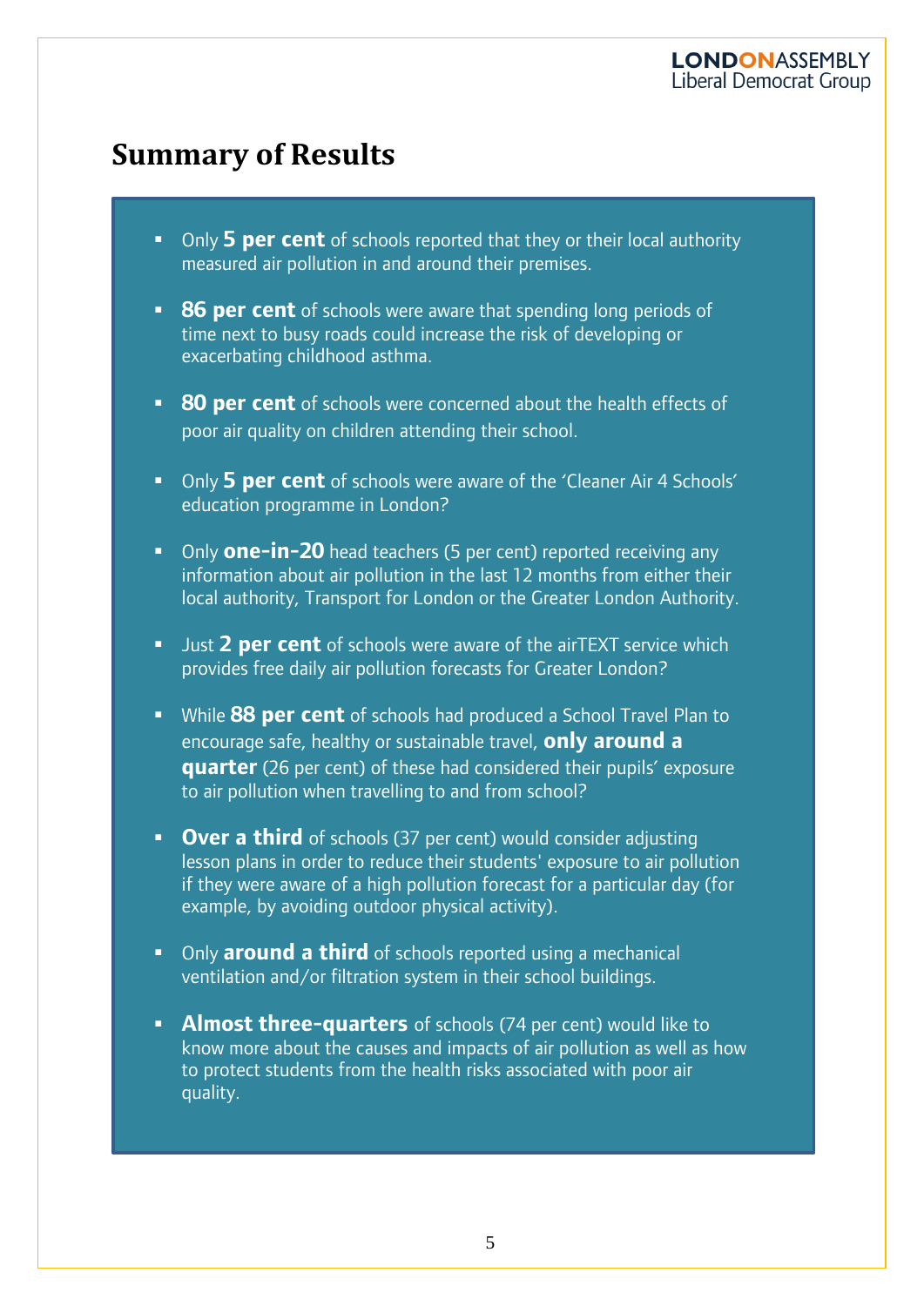## Summary of Results

- Only **5 per cent** of schools reported that they or their local authority measured air pollution in and around their premises.
- **86 per cent** of schools were aware that spending long periods of time next to busy roads could increase the risk of developing or exacerbating childhood asthma.
- **80 per cent** of schools were concerned about the health effects of poor air quality on children attending their school.
- Only **5 per cent** of schools were aware of the 'Cleaner Air 4 Schools' education programme in London?
- Only **one-in-20** head teachers (5 per cent) reported receiving any information about air pollution in the last 12 months from either their local authority, Transport for London or the Greater London Authority.
- Just **2 per cent** of schools were aware of the airTEXT service which provides free daily air pollution forecasts for Greater London?
- While **88 per cent** of schools had produced a School Travel Plan to encourage safe, healthy or sustainable travel, **only around a quarter** (26 per cent) of these had considered their pupils' exposure to air pollution when travelling to and from school?
- **Over a third** of schools (37 per cent) would consider adjusting lesson plans in order to reduce their students' exposure to air pollution if they were aware of a high pollution forecast for a particular day (for example, by avoiding outdoor physical activity).
- Only **around a third** of schools reported using a mechanical ventilation and/or filtration system in their school buildings.
- **Almost three-quarters** of schools (74 per cent) would like to know more about the causes and impacts of air pollution as well as how to protect students from the health risks associated with poor air quality.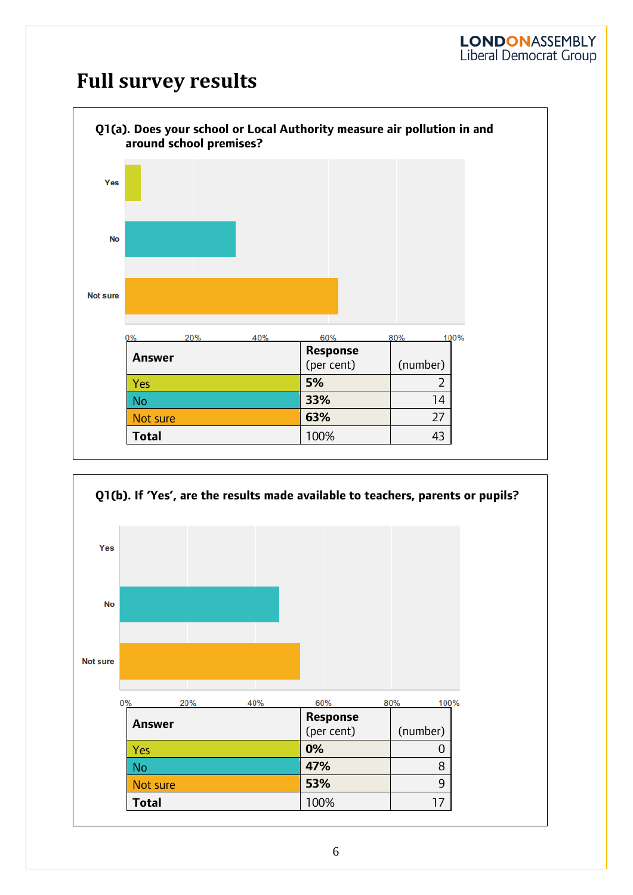# Full survey results

**Q1(a). Does your school or Local Authority measure air pollution in and around school premises?**

| Answer | Response (per cent) | (number) |
|---|---|---|
| Yes | **5%** | 2 |
| No | **33%** | 14 |
| Not sure | **63%** | 27 |
| **Total** | 100% | 43 |

**Q1(b). If 'Yes', are the results made available to teachers, parents or pupils?**

| Answer | Response (per cent) | (number) |
|---|---|---|
| Yes | **0%** | 0 |
| No | **47%** | 8 |
| Not sure | **53%** | 9 |
| **Total** | 100% | 17 |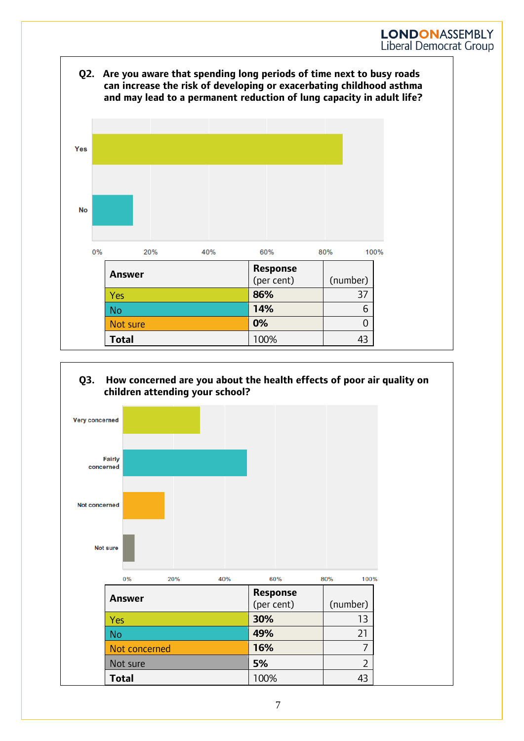**Q2. Are you aware that spending long periods of time next to busy roads can increase the risk of developing or exacerbating childhood asthma and may lead to a permanent reduction of lung capacity in adult life?**

| Answer | Response (per cent) | (number) |
|---|---|---|
| Yes | **86%** | 37 |
| No | **14%** | 6 |
| Not sure | **0%** | 0 |
| **Total** | 100% | 43 |

**Q3. How concerned are you about the health effects of poor air quality on children attending your school?**

| Answer | Response (per cent) | (number) |
|---|---|---|
| Yes | **30%** | 13 |
| No | **49%** | 21 |
| Not concerned | **16%** | 7 |
| Not sure | **5%** | 2 |
| **Total** | 100% | 43 |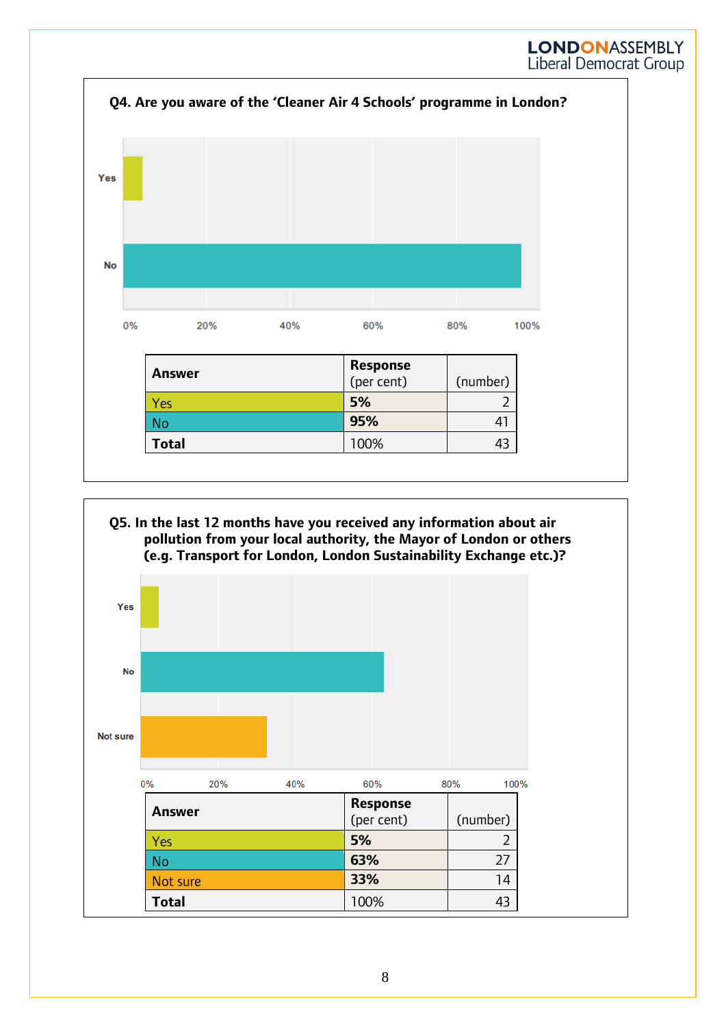**Q4. Are you aware of the 'Cleaner Air 4 Schools' programme in London?**

| Answer | Response (per cent) | (number) |
|---|---|---|
| Yes | **5%** | 2 |
| No | **95%** | 41 |
| **Total** | 100% | 43 |

**Q5. In the last 12 months have you received any information about air pollution from your local authority, the Mayor of London or others (e.g. Transport for London, London Sustainability Exchange etc.)?**

| Answer | Response (per cent) | (number) |
|---|---|---|
| Yes | **5%** | 2 |
| No | **63%** | 27 |
| Not sure | **33%** | 14 |
| **Total** | 100% | 43 |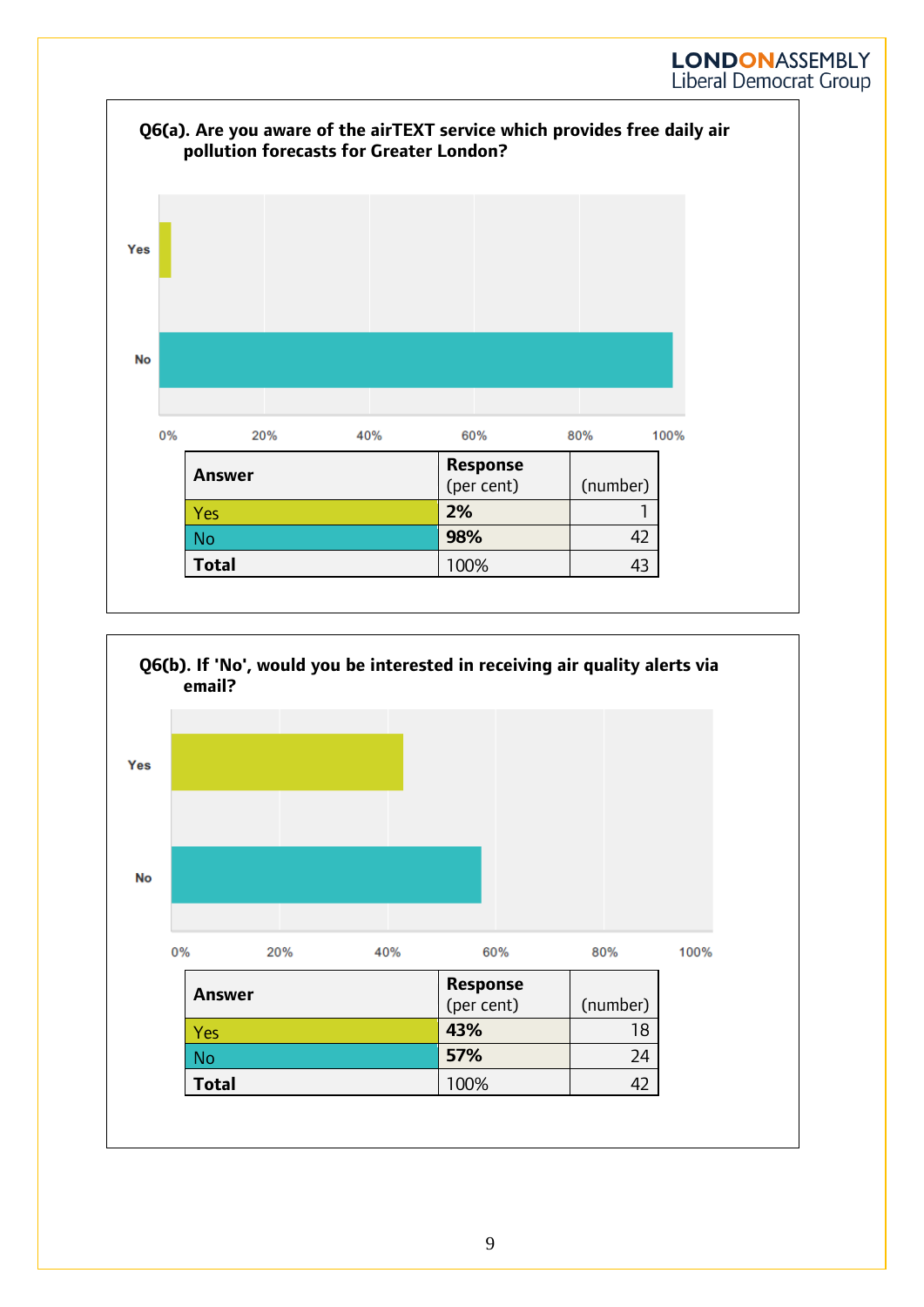**Q6(a). Are you aware of the airTEXT service which provides free daily air pollution forecasts for Greater London?**

| Answer | Response (per cent) | (number) |
|---|---|---|
| Yes | **2%** | 1 |
| No | **98%** | 42 |
| **Total** | 100% | 43 |

**Q6(b). If 'No', would you be interested in receiving air quality alerts via email?**

| Answer | Response (per cent) | (number) |
|---|---|---|
| Yes | **43%** | 18 |
| No | **57%** | 24 |
| **Total** | 100% | 42 |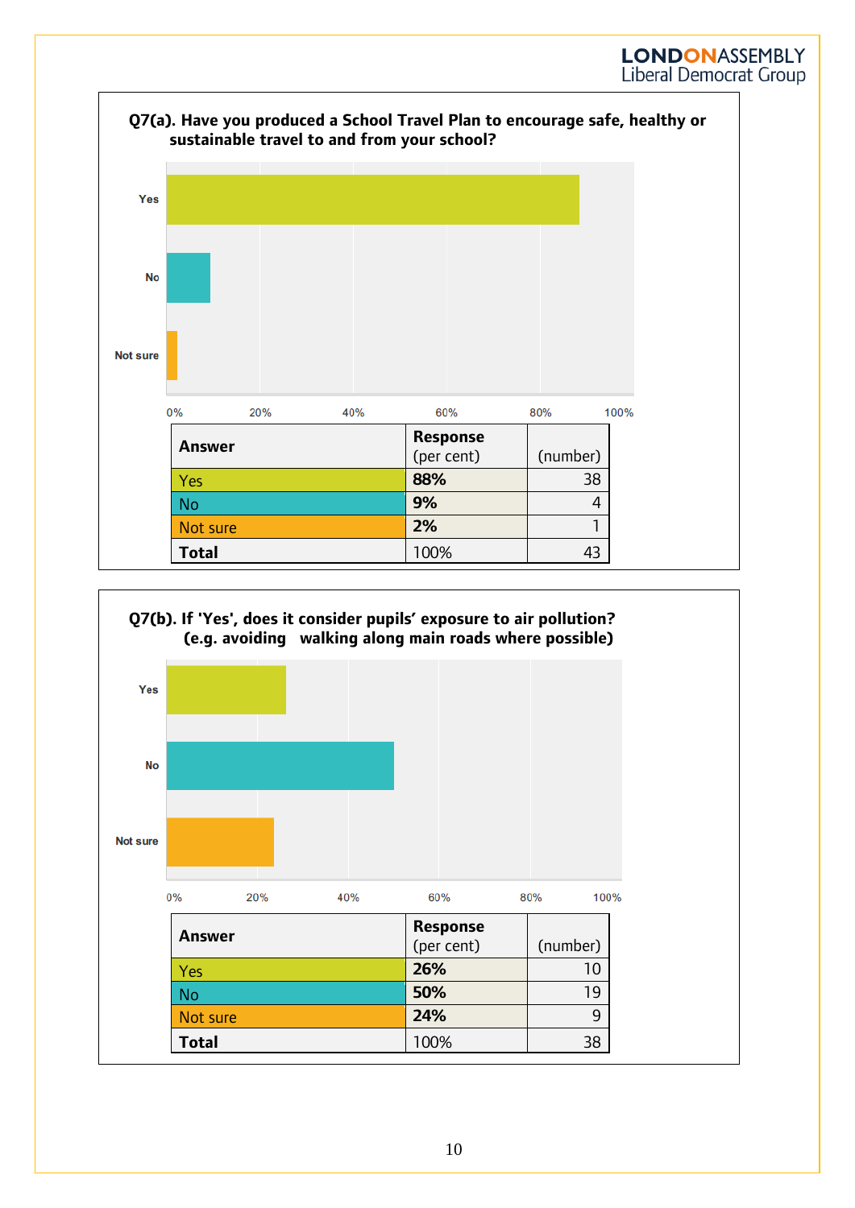**Q7(a). Have you produced a School Travel Plan to encourage safe, healthy or sustainable travel to and from your school?**

| Answer | Response (per cent) | (number) |
|---|---|---|
| Yes | **88%** | 38 |
| No | **9%** | 4 |
| Not sure | **2%** | 1 |
| **Total** | 100% | 43 |

**Q7(b). If 'Yes', does it consider pupils' exposure to air pollution? (e.g. avoiding walking along main roads where possible)**

| Answer | Response (per cent) | (number) |
|---|---|---|
| Yes | **26%** | 10 |
| No | **50%** | 19 |
| Not sure | **24%** | 9 |
| **Total** | 100% | 38 |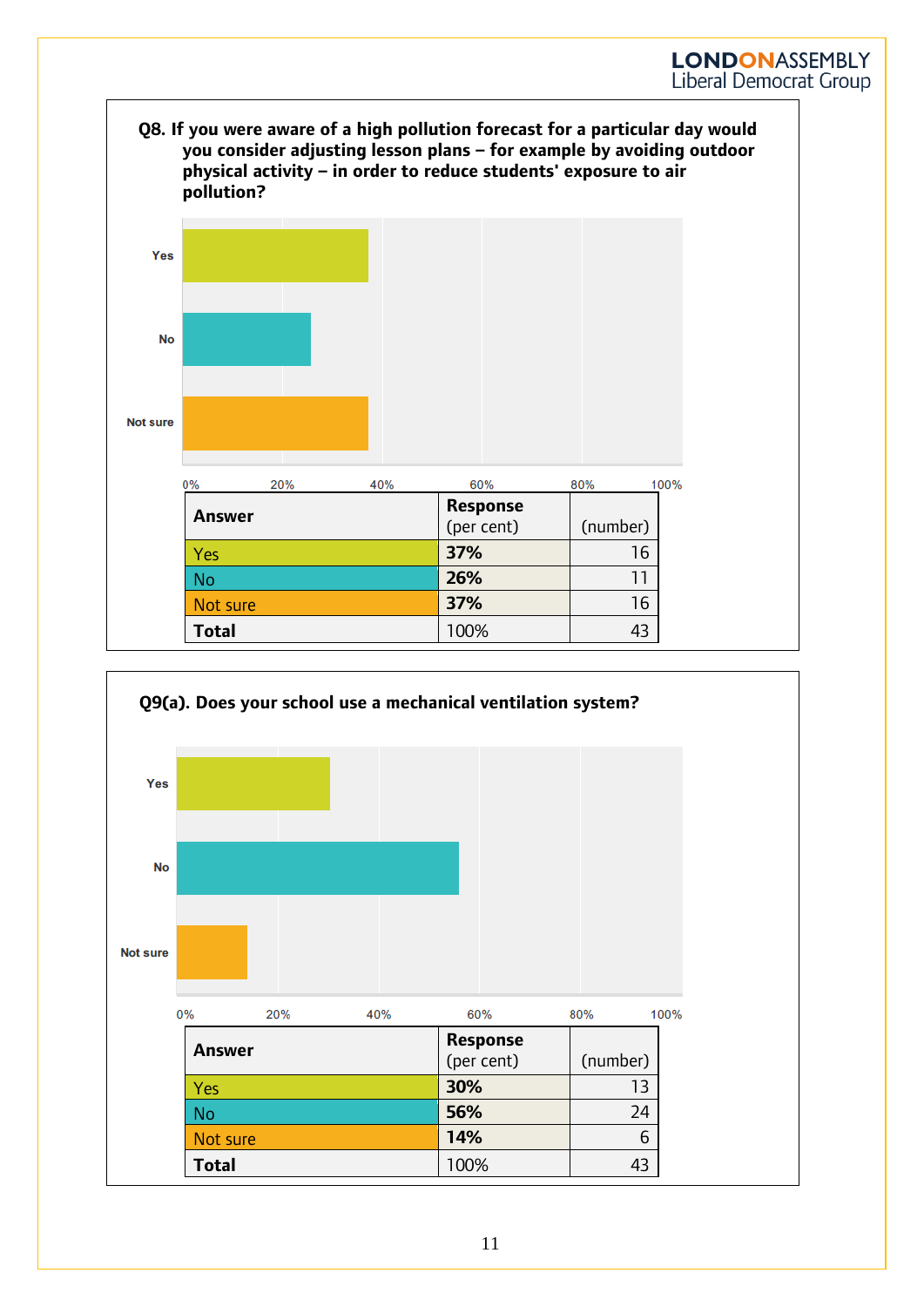**Q8. If you were aware of a high pollution forecast for a particular day would you consider adjusting lesson plans – for example by avoiding outdoor physical activity – in order to reduce students' exposure to air pollution?**

| Answer | Response (per cent) | (number) |
|---|---|---|
| Yes | **37%** | 16 |
| No | **26%** | 11 |
| Not sure | **37%** | 16 |
| **Total** | 100% | 43 |

**Q9(a). Does your school use a mechanical ventilation system?**

| Answer | Response (per cent) | (number) |
|---|---|---|
| Yes | **30%** | 13 |
| No | **56%** | 24 |
| Not sure | **14%** | 6 |
| **Total** | 100% | 43 |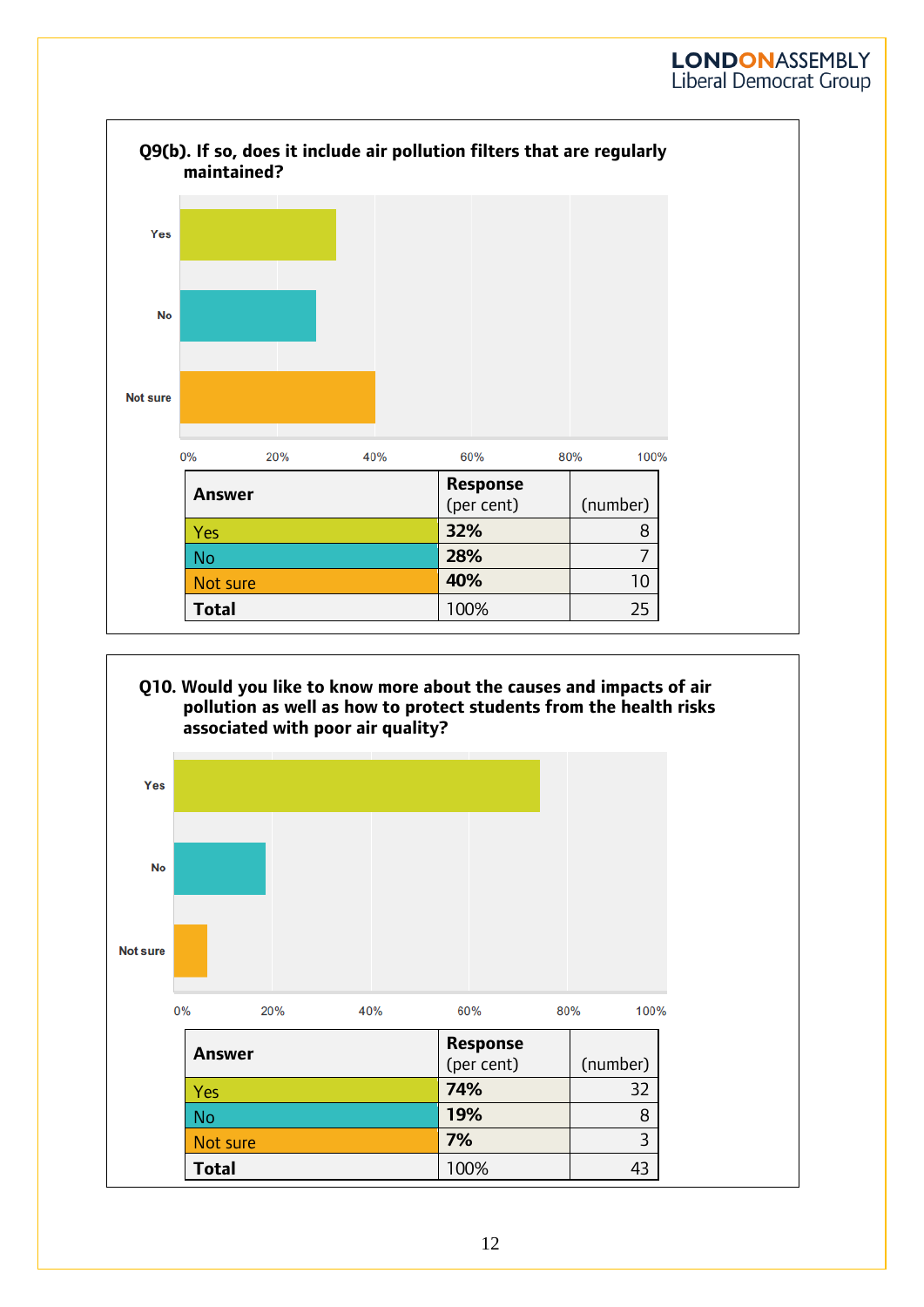**Q9(b). If so, does it include air pollution filters that are regularly maintained?**

| Answer | Response (per cent) | (number) |
|---|---|---|
| Yes | **32%** | 8 |
| No | **28%** | 7 |
| Not sure | **40%** | 10 |
| **Total** | 100% | 25 |

**Q10. Would you like to know more about the causes and impacts of air pollution as well as how to protect students from the health risks associated with poor air quality?**

| Answer | Response (per cent) | (number) |
|---|---|---|
| Yes | **74%** | 32 |
| No | **19%** | 8 |
| Not sure | **7%** | 3 |
| **Total** | 100% | 43 |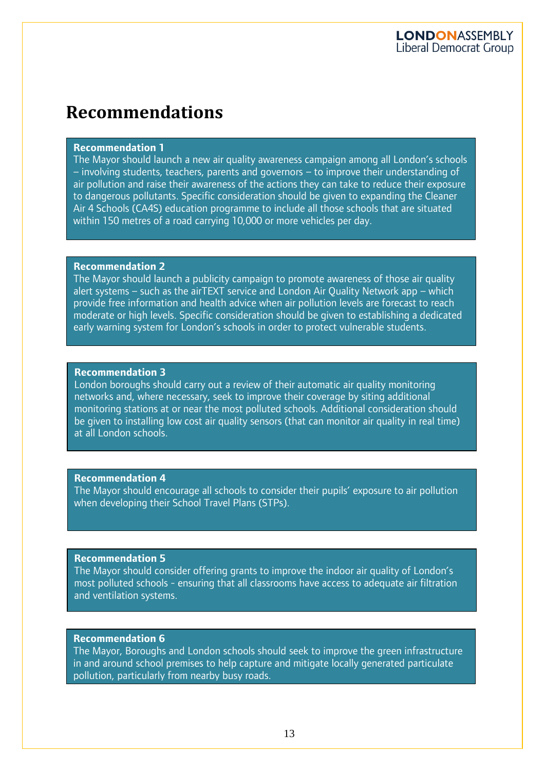# Recommendations

**Recommendation 1**
The Mayor should launch a new air quality awareness campaign among all London's schools – involving students, teachers, parents and governors – to improve their understanding of air pollution and raise their awareness of the actions they can take to reduce their exposure to dangerous pollutants. Specific consideration should be given to expanding the Cleaner Air 4 Schools (CA4S) education programme to include all those schools that are situated within 150 metres of a road carrying 10,000 or more vehicles per day.

**Recommendation 2**
The Mayor should launch a publicity campaign to promote awareness of those air quality alert systems – such as the airTEXT service and London Air Quality Network app – which provide free information and health advice when air pollution levels are forecast to reach moderate or high levels. Specific consideration should be given to establishing a dedicated early warning system for London's schools in order to protect vulnerable students.

**Recommendation 3**
London boroughs should carry out a review of their automatic air quality monitoring networks and, where necessary, seek to improve their coverage by siting additional monitoring stations at or near the most polluted schools. Additional consideration should be given to installing low cost air quality sensors (that can monitor air quality in real time) at all London schools.

**Recommendation 4**
The Mayor should encourage all schools to consider their pupils' exposure to air pollution when developing their School Travel Plans (STPs).

**Recommendation 5**
The Mayor should consider offering grants to improve the indoor air quality of London's most polluted schools - ensuring that all classrooms have access to adequate air filtration and ventilation systems.

**Recommendation 6**
The Mayor, Boroughs and London schools should seek to improve the green infrastructure in and around school premises to help capture and mitigate locally generated particulate pollution, particularly from nearby busy roads.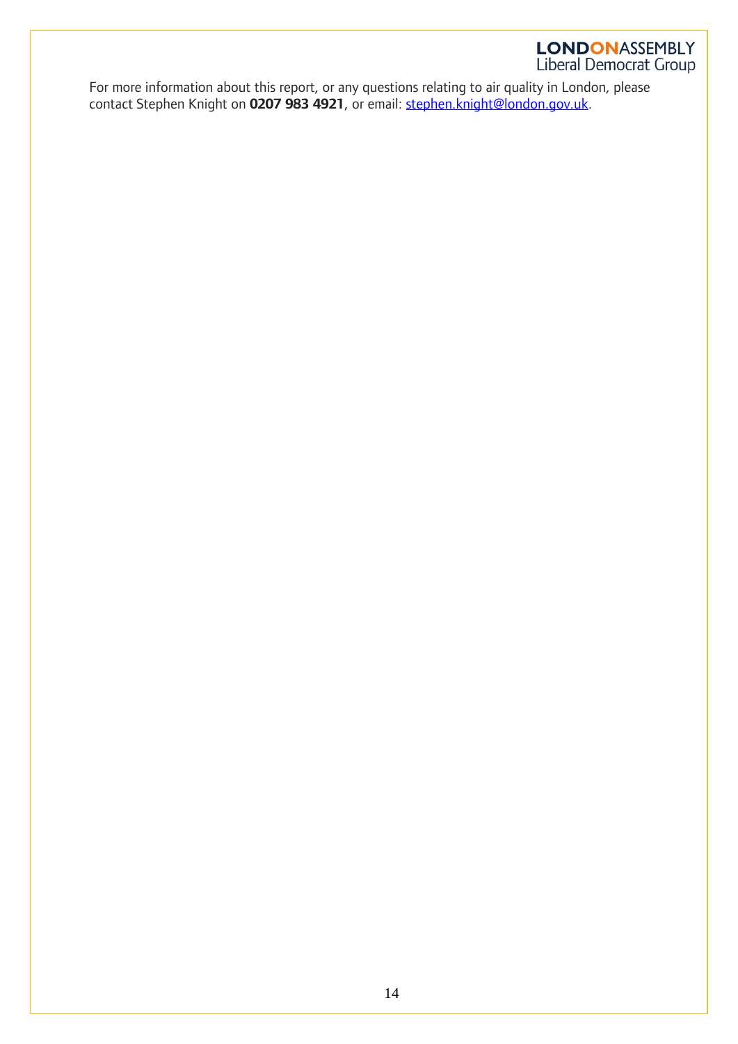For more information about this report, or any questions relating to air quality in London, please contact Stephen Knight on **0207 983 4921**, or email: stephen.knight@london.gov.uk.